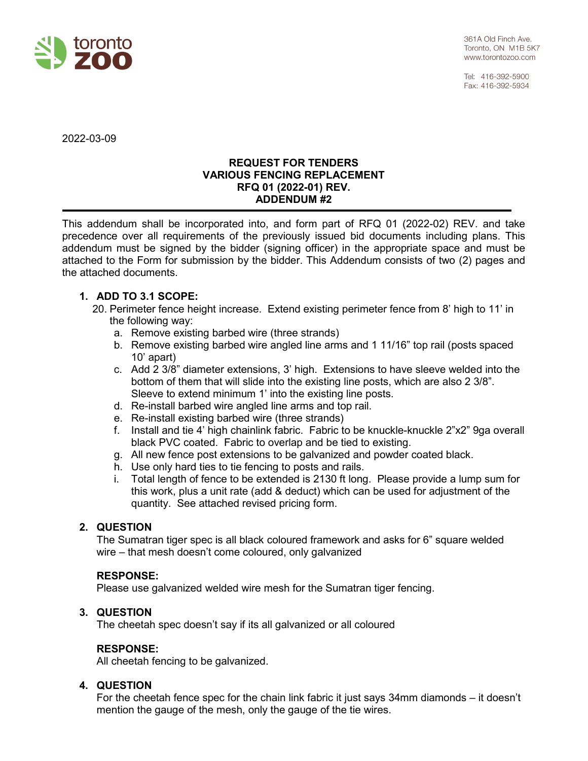toronto zoo

361A Old Finch Ave.
Toronto, ON M1B 5K7
www.torontozoo.com

Tel: 416-392-5900
Fax: 416-392-5934

2022-03-09

**REQUEST FOR TENDERS**
**VARIOUS FENCING REPLACEMENT**
**RFQ 01 (2022-01) REV.**
**ADDENDUM #2**

---

This addendum shall be incorporated into, and form part of RFQ 01 (2022-02) REV. and take precedence over all requirements of the previously issued bid documents including plans. This addendum must be signed by the bidder (signing officer) in the appropriate space and must be attached to the Form for submission by the bidder. This Addendum consists of two (2) pages and the attached documents.

1. **ADD TO 3.1 SCOPE:**

   20. Perimeter fence height increase. Extend existing perimeter fence from 8' high to 11' in the following way:
       a. Remove existing barbed wire (three strands)
       b. Remove existing barbed wire angled line arms and 1 11/16" top rail (posts spaced 10' apart)
       c. Add 2 3/8" diameter extensions, 3' high. Extensions to have sleeve welded into the bottom of them that will slide into the existing line posts, which are also 2 3/8". Sleeve to extend minimum 1' into the existing line posts.
       d. Re-install barbed wire angled line arms and top rail.
       e. Re-install existing barbed wire (three strands)
       f. Install and tie 4' high chainlink fabric. Fabric to be knuckle-knuckle 2"x2" 9ga overall black PVC coated. Fabric to overlap and be tied to existing.
       g. All new fence post extensions to be galvanized and powder coated black.
       h. Use only hard ties to tie fencing to posts and rails.
       i. Total length of fence to be extended is 2130 ft long. Please provide a lump sum for this work, plus a unit rate (add & deduct) which can be used for adjustment of the quantity. See attached revised pricing form.

2. **QUESTION**

   The Sumatran tiger spec is all black coloured framework and asks for 6" square welded wire – that mesh doesn't come coloured, only galvanized

   **RESPONSE:**

   Please use galvanized welded wire mesh for the Sumatran tiger fencing.

3. **QUESTION**

   The cheetah spec doesn't say if its all galvanized or all coloured

   **RESPONSE:**

   All cheetah fencing to be galvanized.

4. **QUESTION**

   For the cheetah fence spec for the chain link fabric it just says 34mm diamonds – it doesn't mention the gauge of the mesh, only the gauge of the tie wires.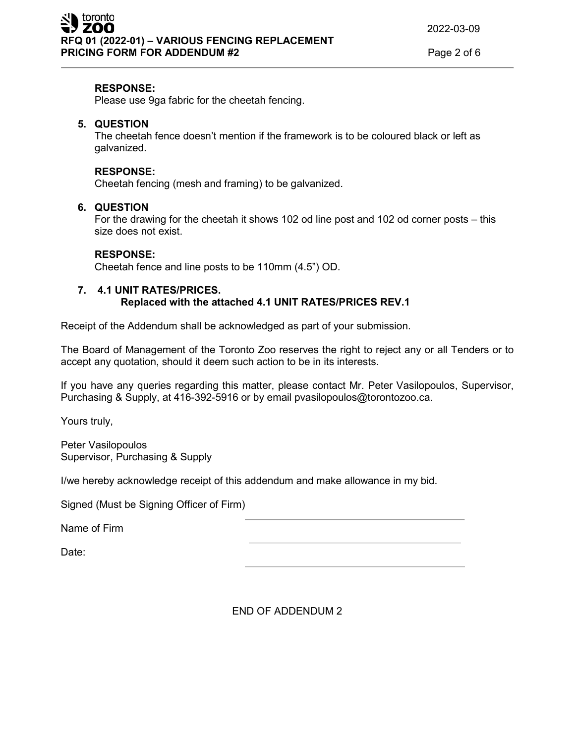**RESPONSE:**
Please use 9ga fabric for the cheetah fencing.

5. **QUESTION**
   The cheetah fence doesn't mention if the framework is to be coloured black or left as galvanized.

   **RESPONSE:**
   Cheetah fencing (mesh and framing) to be galvanized.

6. **QUESTION**
   For the drawing for the cheetah it shows 102 od line post and 102 od corner posts – this size does not exist.

   **RESPONSE:**
   Cheetah fence and line posts to be 110mm (4.5") OD.

7. **4.1 UNIT RATES/PRICES.**
   **Replaced with the attached 4.1 UNIT RATES/PRICES REV.1**

Receipt of the Addendum shall be acknowledged as part of your submission.

The Board of Management of the Toronto Zoo reserves the right to reject any or all Tenders or to accept any quotation, should it deem such action to be in its interests.

If you have any queries regarding this matter, please contact Mr. Peter Vasilopoulos, Supervisor, Purchasing & Supply, at 416-392-5916 or by email pvasilopoulos@torontozoo.ca.

Yours truly,

Peter Vasilopoulos
Supervisor, Purchasing & Supply

I/we hereby acknowledge receipt of this addendum and make allowance in my bid.

Signed (Must be Signing Officer of Firm) ______________________

Name of Firm ______________________

Date: ______________________

END OF ADDENDUM 2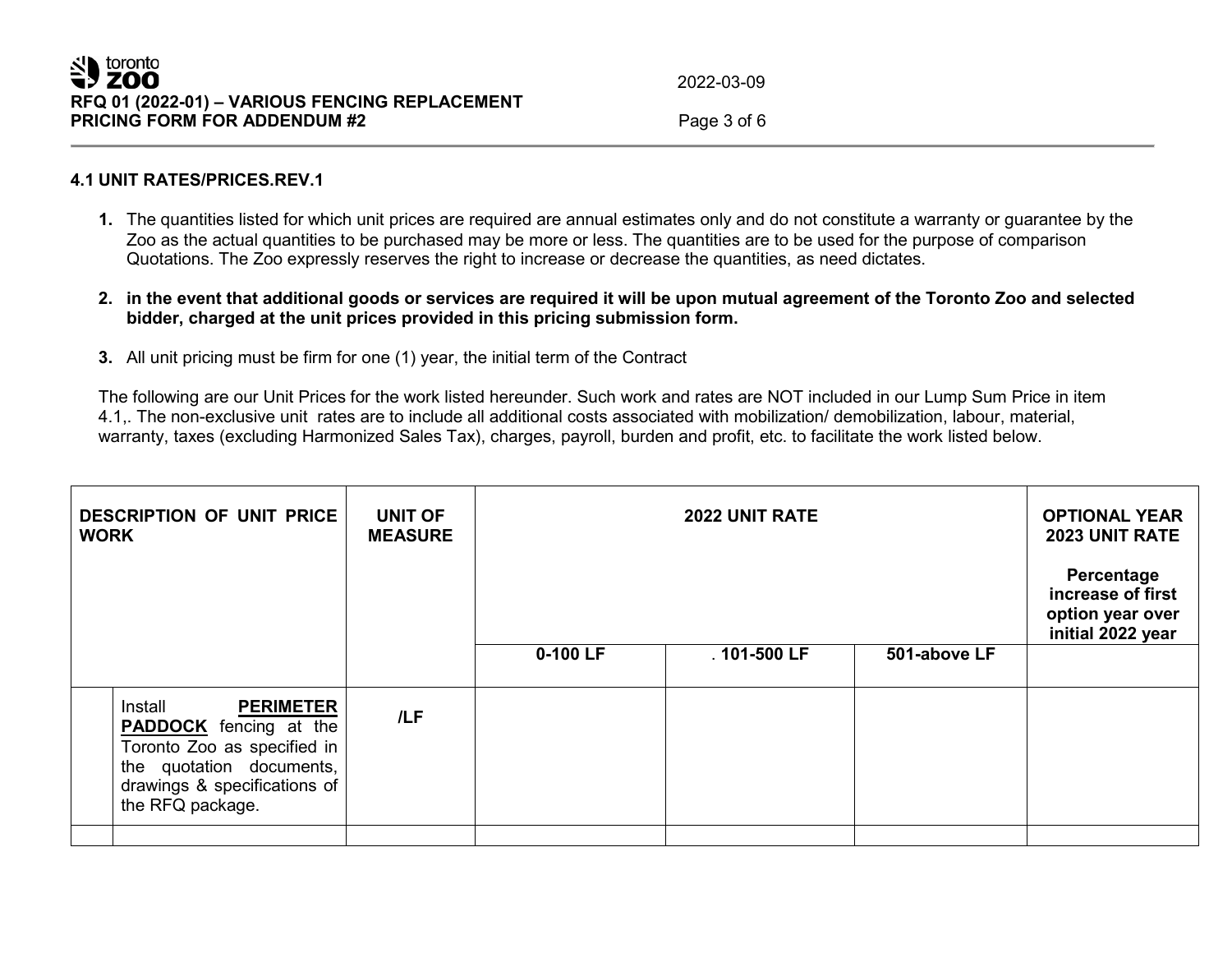### 4.1 UNIT RATES/PRICES.REV.1

1. The quantities listed for which unit prices are required are annual estimates only and do not constitute a warranty or guarantee by the Zoo as the actual quantities to be purchased may be more or less. The quantities are to be used for the purpose of comparison Quotations. The Zoo expressly reserves the right to increase or decrease the quantities, as need dictates.
2. **in the event that additional goods or services are required it will be upon mutual agreement of the Toronto Zoo and selected bidder, charged at the unit prices provided in this pricing submission form.**
3. All unit pricing must be firm for one (1) year, the initial term of the Contract

The following are our Unit Prices for the work listed hereunder. Such work and rates are NOT included in our Lump Sum Price in item 4.1,. The non-exclusive unit rates are to include all additional costs associated with mobilization/ demobilization, labour, material, warranty, taxes (excluding Harmonized Sales Tax), charges, payroll, burden and profit, etc. to facilitate the work listed below.

| | DESCRIPTION OF UNIT PRICE WORK | UNIT OF MEASURE | 2022 UNIT RATE | | | OPTIONAL YEAR 2023 UNIT RATE<br>Percentage increase of first option year over initial 2022 year |
|---|---|---|---|---|---|---|
| | | | 0-100 LF | . 101-500 LF | 501-above LF | |
| | Install **PERIMETER PADDOCK** fencing at the Toronto Zoo as specified in the quotation documents, drawings & specifications of the RFQ package. | /LF | | | | |
| | | | | | | |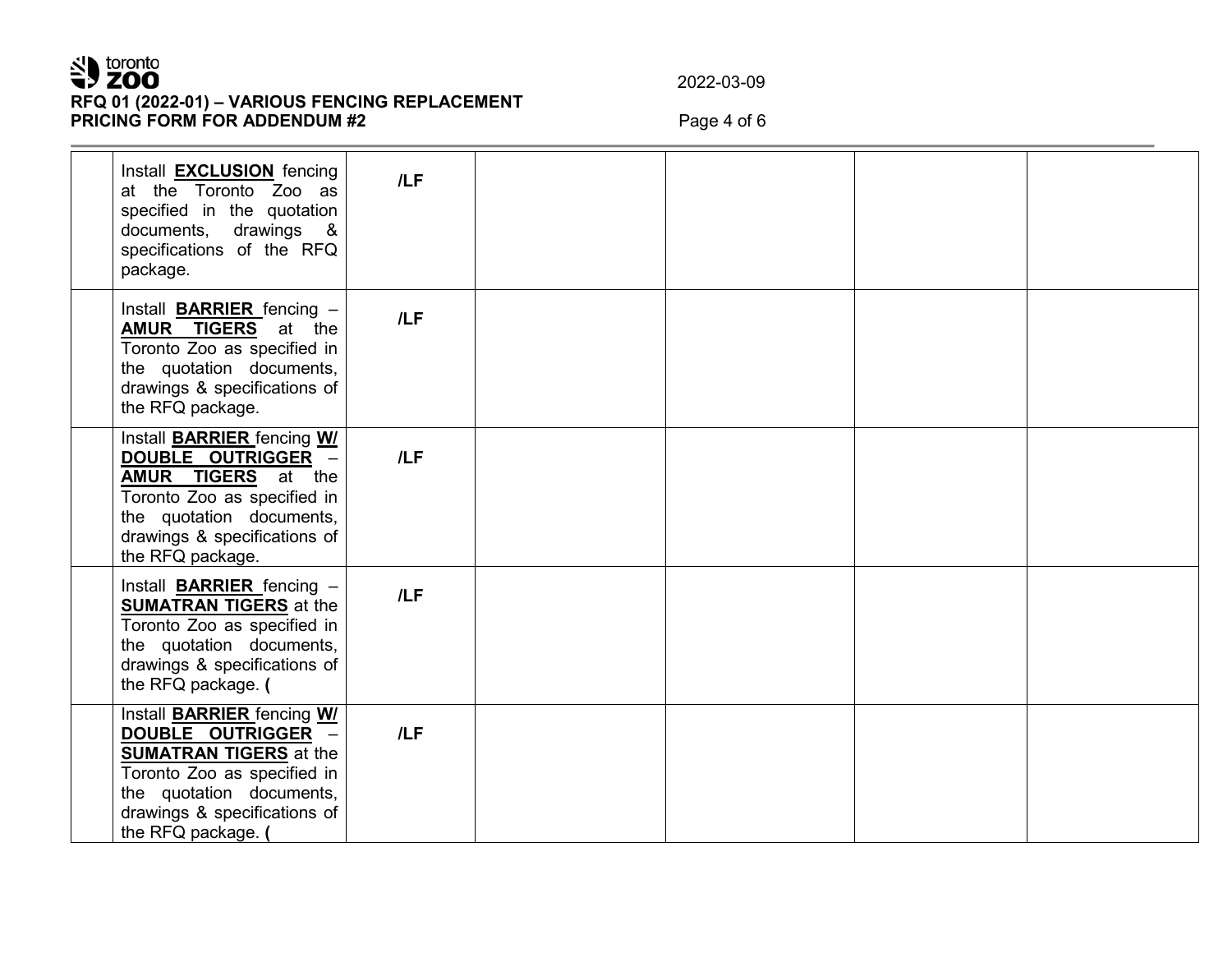| | | | | | | |
|---|---|---|---|---|---|---|
| | Install **EXCLUSION** fencing at the Toronto Zoo as specified in the quotation documents, drawings & specifications of the RFQ package. | **/LF** | | | | |
| | Install **BARRIER** fencing – **AMUR TIGERS** at the Toronto Zoo as specified in the quotation documents, drawings & specifications of the RFQ package. | **/LF** | | | | |
| | Install **BARRIER** fencing **W/ DOUBLE OUTRIGGER** – **AMUR TIGERS** at the Toronto Zoo as specified in the quotation documents, drawings & specifications of the RFQ package. | **/LF** | | | | |
| | Install **BARRIER** fencing – **SUMATRAN TIGERS** at the Toronto Zoo as specified in the quotation documents, drawings & specifications of the RFQ package. **(** | **/LF** | | | | |
| | Install **BARRIER** fencing **W/ DOUBLE OUTRIGGER** – **SUMATRAN TIGERS** at the Toronto Zoo as specified in the quotation documents, drawings & specifications of the RFQ package. **(** | **/LF** | | | | |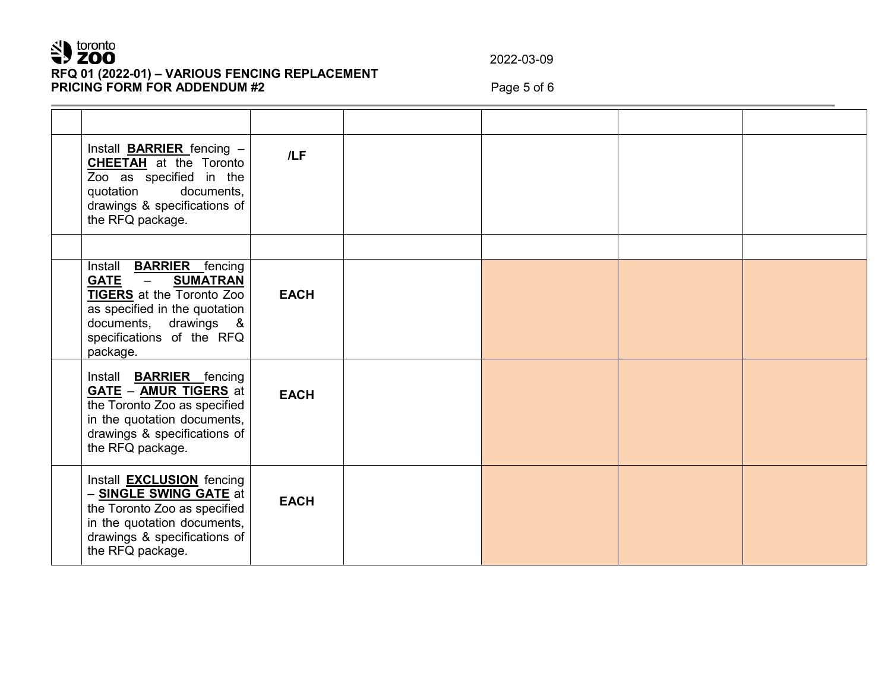| | | | | | | |
|---|---|---|---|---|---|---|
| | | | | | | |
| | Install **BARRIER** fencing – **CHEETAH** at the Toronto Zoo as specified in the quotation documents, drawings & specifications of the RFQ package. | **/LF** | | | | |
| | | | | | | |
| | Install **BARRIER** fencing **GATE** – **SUMATRAN TIGERS** at the Toronto Zoo as specified in the quotation documents, drawings & specifications of the RFQ package. | **EACH** | | | | |
| | Install **BARRIER** fencing **GATE** – **AMUR TIGERS** at the Toronto Zoo as specified in the quotation documents, drawings & specifications of the RFQ package. | **EACH** | | | | |
| | Install **EXCLUSION** fencing – **SINGLE SWING GATE** at the Toronto Zoo as specified in the quotation documents, drawings & specifications of the RFQ package. | **EACH** | | | | |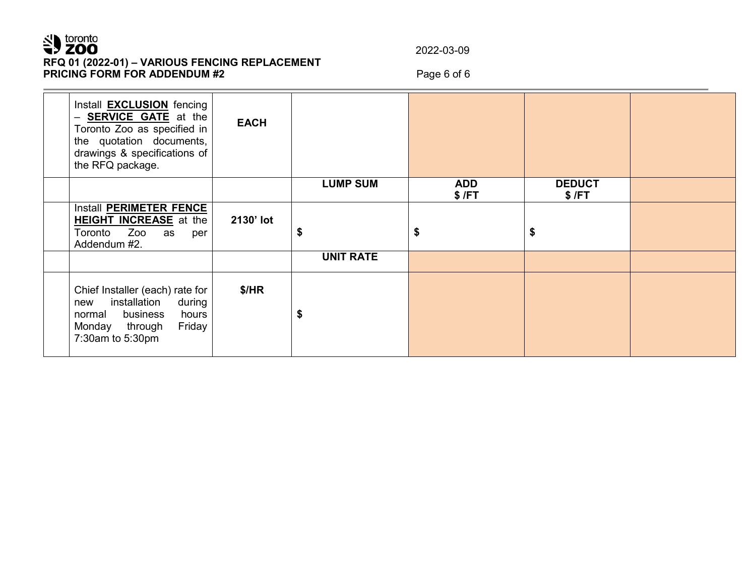| | | | | | | |
|---|---|---|---|---|---|---|
| | Install **EXCLUSION** fencing – **SERVICE GATE** at the Toronto Zoo as specified in the quotation documents, drawings & specifications of the RFQ package. | **EACH** | | | | |
| | | | **LUMP SUM** | **ADD $ /FT** | **DEDUCT $ /FT** | |
| | Install **PERIMETER FENCE HEIGHT INCREASE** at the Toronto Zoo as per Addendum #2. | **2130' lot** | **$** | **$** | **$** | |
| | | | **UNIT RATE** | | | |
| | Chief Installer (each) rate for new installation during normal business hours Monday through Friday 7:30am to 5:30pm | **$/HR** | **$** | | | |